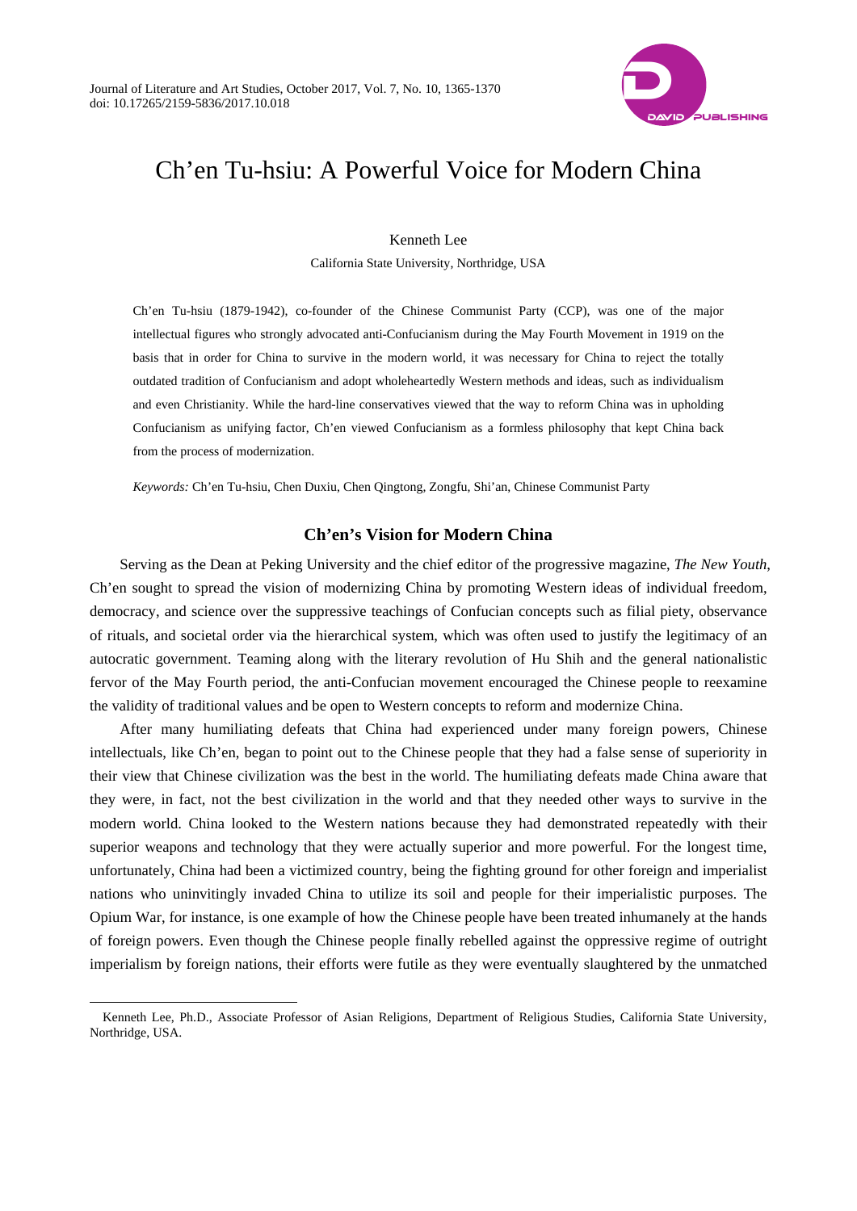# Ch'en Tu-hsiu: A Powerful Voice for Modern China

Kenneth Lee

California State University, Northridge, USA

Ch'en Tu-hsiu (1879-1942), co-founder of the Chinese Communist Party (CCP), was one of the major intellectual figures who strongly advocated anti-Confucianism during the May Fourth Movement in 1919 on the basis that in order for China to survive in the modern world, it was necessary for China to reject the totally outdated tradition of Confucianism and adopt wholeheartedly Western methods and ideas, such as individualism and even Christianity. While the hard-line conservatives viewed that the way to reform China was in upholding Confucianism as unifying factor, Ch'en viewed Confucianism as a formless philosophy that kept China back from the process of modernization.

*Keywords:* Ch'en Tu-hsiu, Chen Duxiu, Chen Qingtong, Zongfu, Shi'an, Chinese Communist Party

## Ch'en's Vision for Modern China

Serving as the Dean at Peking University and the chief editor of the progressive magazine, *The New Youth*, Ch'en sought to spread the vision of modernizing China by promoting Western ideas of individual freedom, democracy, and science over the suppressive teachings of Confucian concepts such as filial piety, observance of rituals, and societal order via the hierarchical system, which was often used to justify the legitimacy of an autocratic government. Teaming along with the literary revolution of Hu Shih and the general nationalistic fervor of the May Fourth period, the anti-Confucian movement encouraged the Chinese people to reexamine the validity of traditional values and be open to Western concepts to reform and modernize China.

After many humiliating defeats that China had experienced under many foreign powers, Chinese intellectuals, like Ch'en, began to point out to the Chinese people that they had a false sense of superiority in their view that Chinese civilization was the best in the world. The humiliating defeats made China aware that they were, in fact, not the best civilization in the world and that they needed other ways to survive in the modern world. China looked to the Western nations because they had demonstrated repeatedly with their superior weapons and technology that they were actually superior and more powerful. For the longest time, unfortunately, China had been a victimized country, being the fighting ground for other foreign and imperialist nations who uninvitingly invaded China to utilize its soil and people for their imperialistic purposes. The Opium War, for instance, is one example of how the Chinese people have been treated inhumanely at the hands of foreign powers. Even though the Chinese people finally rebelled against the oppressive regime of outright imperialism by foreign nations, their efforts were futile as they were eventually slaughtered by the unmatched

Kenneth Lee, Ph.D., Associate Professor of Asian Religions, Department of Religious Studies, California State University, Northridge, USA.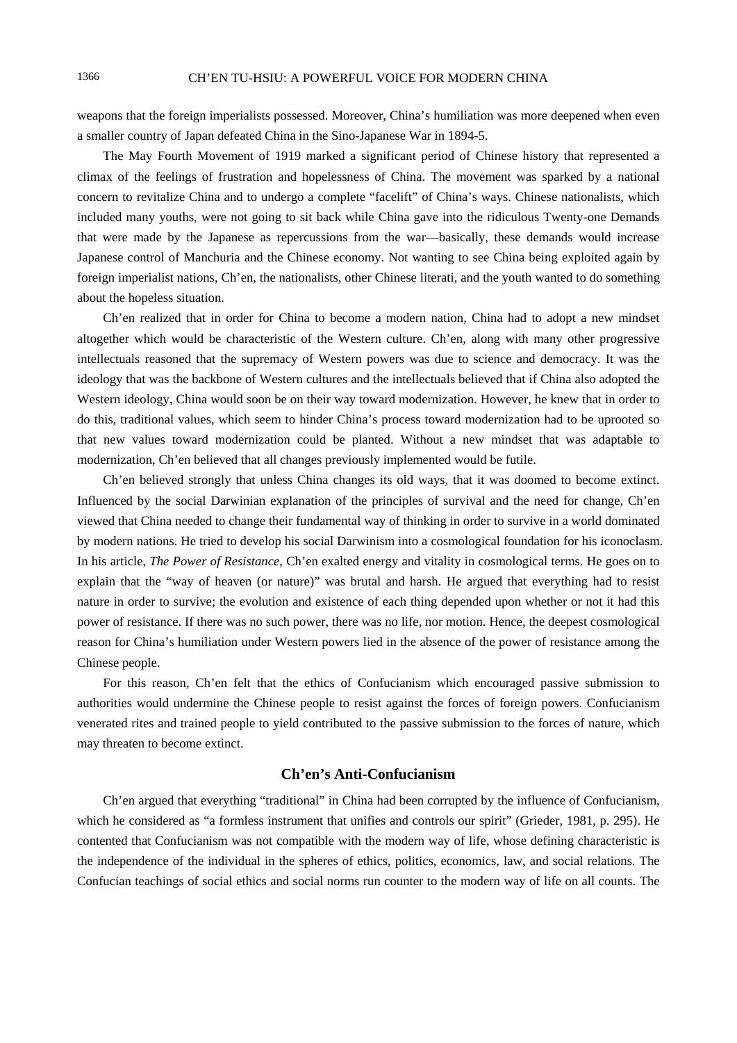weapons that the foreign imperialists possessed. Moreover, China's humiliation was more deepened when even a smaller country of Japan defeated China in the Sino-Japanese War in 1894-5.

The May Fourth Movement of 1919 marked a significant period of Chinese history that represented a climax of the feelings of frustration and hopelessness of China. The movement was sparked by a national concern to revitalize China and to undergo a complete "facelift" of China's ways. Chinese nationalists, which included many youths, were not going to sit back while China gave into the ridiculous Twenty-one Demands that were made by the Japanese as repercussions from the war—basically, these demands would increase Japanese control of Manchuria and the Chinese economy. Not wanting to see China being exploited again by foreign imperialist nations, Ch'en, the nationalists, other Chinese literati, and the youth wanted to do something about the hopeless situation.

Ch'en realized that in order for China to become a modern nation, China had to adopt a new mindset altogether which would be characteristic of the Western culture. Ch'en, along with many other progressive intellectuals reasoned that the supremacy of Western powers was due to science and democracy. It was the ideology that was the backbone of Western cultures and the intellectuals believed that if China also adopted the Western ideology, China would soon be on their way toward modernization. However, he knew that in order to do this, traditional values, which seem to hinder China's process toward modernization had to be uprooted so that new values toward modernization could be planted. Without a new mindset that was adaptable to modernization, Ch'en believed that all changes previously implemented would be futile.

Ch'en believed strongly that unless China changes its old ways, that it was doomed to become extinct. Influenced by the social Darwinian explanation of the principles of survival and the need for change, Ch'en viewed that China needed to change their fundamental way of thinking in order to survive in a world dominated by modern nations. He tried to develop his social Darwinism into a cosmological foundation for his iconoclasm. In his article, *The Power of Resistance*, Ch'en exalted energy and vitality in cosmological terms. He goes on to explain that the "way of heaven (or nature)" was brutal and harsh. He argued that everything had to resist nature in order to survive; the evolution and existence of each thing depended upon whether or not it had this power of resistance. If there was no such power, there was no life, nor motion. Hence, the deepest cosmological reason for China's humiliation under Western powers lied in the absence of the power of resistance among the Chinese people.

For this reason, Ch'en felt that the ethics of Confucianism which encouraged passive submission to authorities would undermine the Chinese people to resist against the forces of foreign powers. Confucianism venerated rites and trained people to yield contributed to the passive submission to the forces of nature, which may threaten to become extinct.

## Ch'en's Anti-Confucianism

Ch'en argued that everything "traditional" in China had been corrupted by the influence of Confucianism, which he considered as "a formless instrument that unifies and controls our spirit" (Grieder, 1981, p. 295). He contented that Confucianism was not compatible with the modern way of life, whose defining characteristic is the independence of the individual in the spheres of ethics, politics, economics, law, and social relations. The Confucian teachings of social ethics and social norms run counter to the modern way of life on all counts. The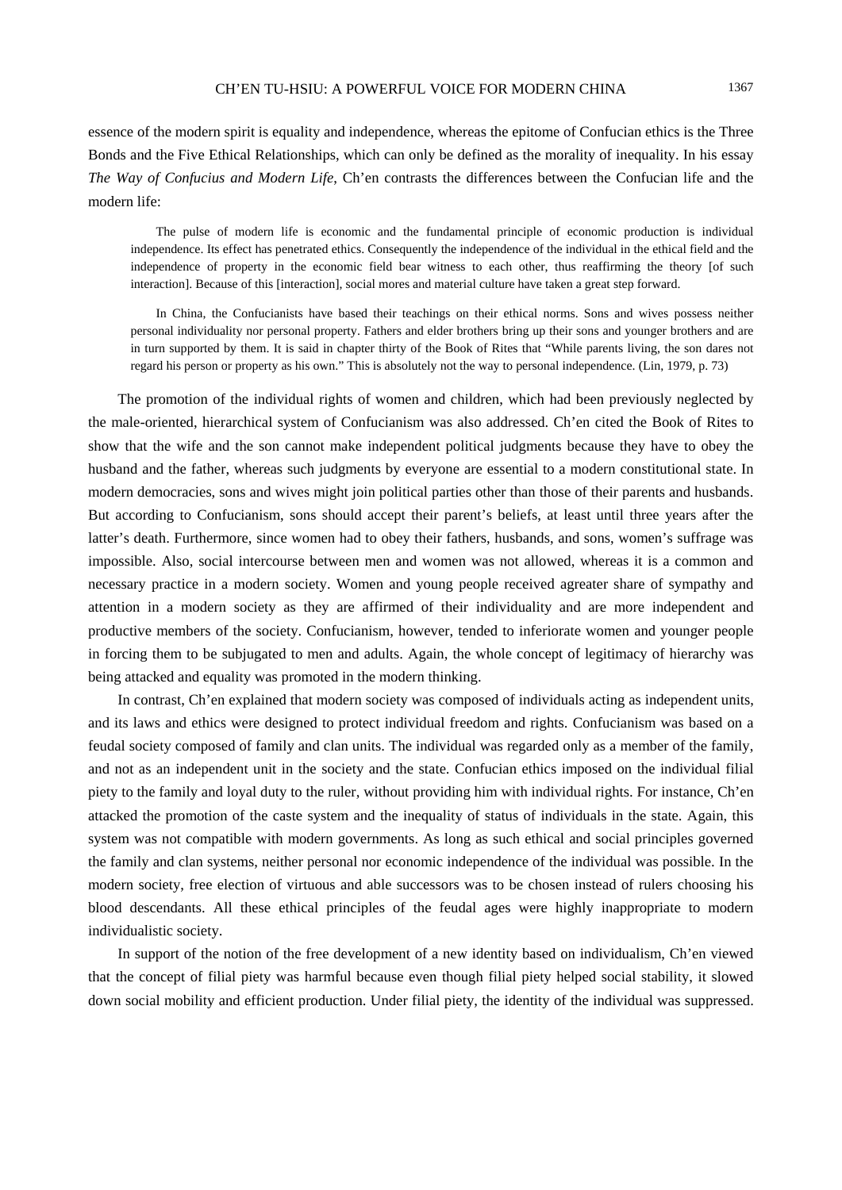essence of the modern spirit is equality and independence, whereas the epitome of Confucian ethics is the Three Bonds and the Five Ethical Relationships, which can only be defined as the morality of inequality. In his essay *The Way of Confucius and Modern Life*, Ch'en contrasts the differences between the Confucian life and the modern life:

> The pulse of modern life is economic and the fundamental principle of economic production is individual independence. Its effect has penetrated ethics. Consequently the independence of the individual in the ethical field and the independence of property in the economic field bear witness to each other, thus reaffirming the theory [of such interaction]. Because of this [interaction], social mores and material culture have taken a great step forward.
>
> In China, the Confucianists have based their teachings on their ethical norms. Sons and wives possess neither personal individuality nor personal property. Fathers and elder brothers bring up their sons and younger brothers and are in turn supported by them. It is said in chapter thirty of the Book of Rites that "While parents living, the son dares not regard his person or property as his own." This is absolutely not the way to personal independence. (Lin, 1979, p. 73)

The promotion of the individual rights of women and children, which had been previously neglected by the male-oriented, hierarchical system of Confucianism was also addressed. Ch'en cited the Book of Rites to show that the wife and the son cannot make independent political judgments because they have to obey the husband and the father, whereas such judgments by everyone are essential to a modern constitutional state. In modern democracies, sons and wives might join political parties other than those of their parents and husbands. But according to Confucianism, sons should accept their parent's beliefs, at least until three years after the latter's death. Furthermore, since women had to obey their fathers, husbands, and sons, women's suffrage was impossible. Also, social intercourse between men and women was not allowed, whereas it is a common and necessary practice in a modern society. Women and young people received agreater share of sympathy and attention in a modern society as they are affirmed of their individuality and are more independent and productive members of the society. Confucianism, however, tended to inferiorate women and younger people in forcing them to be subjugated to men and adults. Again, the whole concept of legitimacy of hierarchy was being attacked and equality was promoted in the modern thinking.

In contrast, Ch'en explained that modern society was composed of individuals acting as independent units, and its laws and ethics were designed to protect individual freedom and rights. Confucianism was based on a feudal society composed of family and clan units. The individual was regarded only as a member of the family, and not as an independent unit in the society and the state. Confucian ethics imposed on the individual filial piety to the family and loyal duty to the ruler, without providing him with individual rights. For instance, Ch'en attacked the promotion of the caste system and the inequality of status of individuals in the state. Again, this system was not compatible with modern governments. As long as such ethical and social principles governed the family and clan systems, neither personal nor economic independence of the individual was possible. In the modern society, free election of virtuous and able successors was to be chosen instead of rulers choosing his blood descendants. All these ethical principles of the feudal ages were highly inappropriate to modern individualistic society.

In support of the notion of the free development of a new identity based on individualism, Ch'en viewed that the concept of filial piety was harmful because even though filial piety helped social stability, it slowed down social mobility and efficient production. Under filial piety, the identity of the individual was suppressed.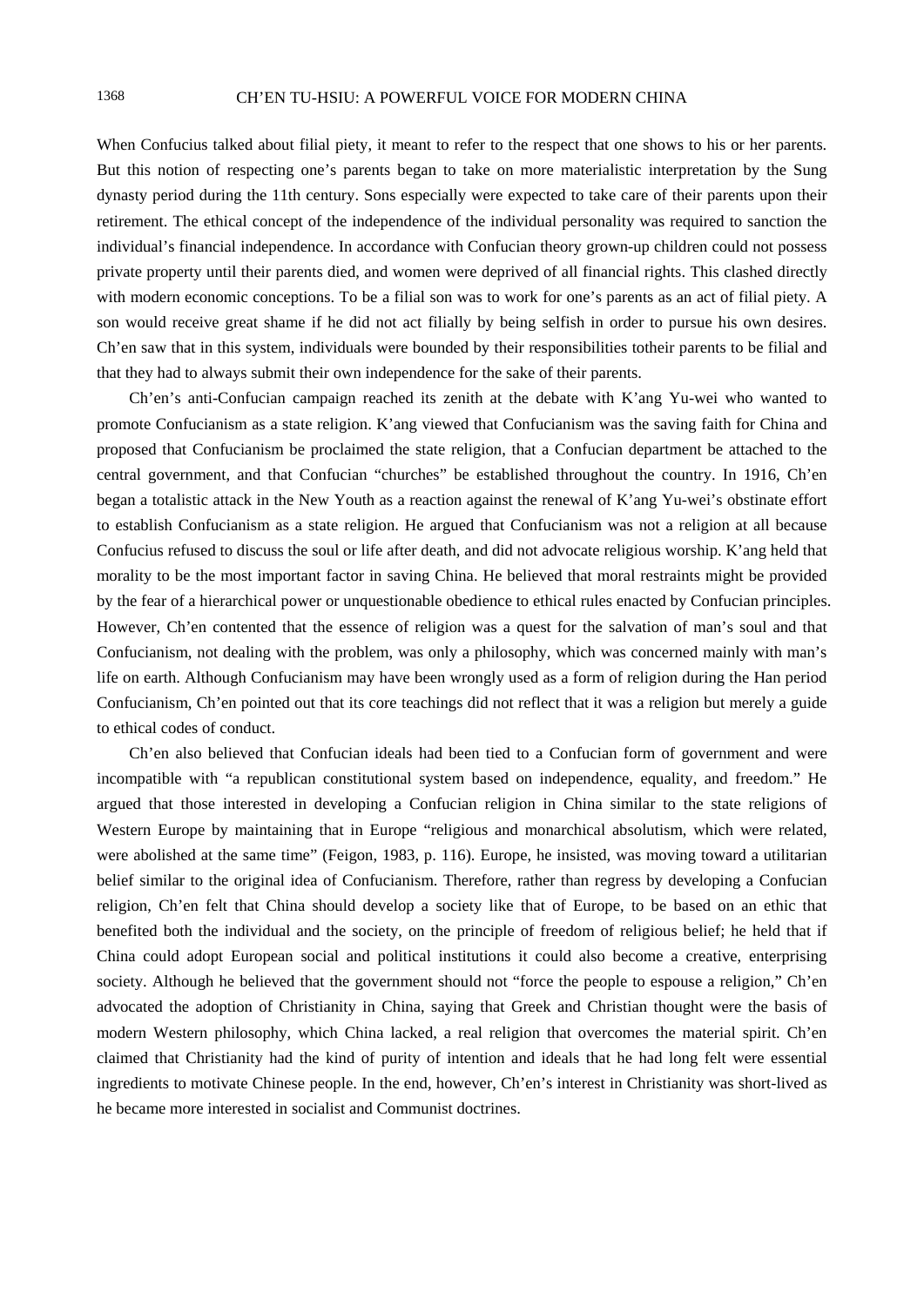When Confucius talked about filial piety, it meant to refer to the respect that one shows to his or her parents. But this notion of respecting one's parents began to take on more materialistic interpretation by the Sung dynasty period during the 11th century. Sons especially were expected to take care of their parents upon their retirement. The ethical concept of the independence of the individual personality was required to sanction the individual's financial independence. In accordance with Confucian theory grown-up children could not possess private property until their parents died, and women were deprived of all financial rights. This clashed directly with modern economic conceptions. To be a filial son was to work for one's parents as an act of filial piety. A son would receive great shame if he did not act filially by being selfish in order to pursue his own desires. Ch'en saw that in this system, individuals were bounded by their responsibilities totheir parents to be filial and that they had to always submit their own independence for the sake of their parents.

Ch'en's anti-Confucian campaign reached its zenith at the debate with K'ang Yu-wei who wanted to promote Confucianism as a state religion. K'ang viewed that Confucianism was the saving faith for China and proposed that Confucianism be proclaimed the state religion, that a Confucian department be attached to the central government, and that Confucian "churches" be established throughout the country. In 1916, Ch'en began a totalistic attack in the New Youth as a reaction against the renewal of K'ang Yu-wei's obstinate effort to establish Confucianism as a state religion. He argued that Confucianism was not a religion at all because Confucius refused to discuss the soul or life after death, and did not advocate religious worship. K'ang held that morality to be the most important factor in saving China. He believed that moral restraints might be provided by the fear of a hierarchical power or unquestionable obedience to ethical rules enacted by Confucian principles. However, Ch'en contented that the essence of religion was a quest for the salvation of man's soul and that Confucianism, not dealing with the problem, was only a philosophy, which was concerned mainly with man's life on earth. Although Confucianism may have been wrongly used as a form of religion during the Han period Confucianism, Ch'en pointed out that its core teachings did not reflect that it was a religion but merely a guide to ethical codes of conduct.

Ch'en also believed that Confucian ideals had been tied to a Confucian form of government and were incompatible with "a republican constitutional system based on independence, equality, and freedom." He argued that those interested in developing a Confucian religion in China similar to the state religions of Western Europe by maintaining that in Europe "religious and monarchical absolutism, which were related, were abolished at the same time" (Feigon, 1983, p. 116). Europe, he insisted, was moving toward a utilitarian belief similar to the original idea of Confucianism. Therefore, rather than regress by developing a Confucian religion, Ch'en felt that China should develop a society like that of Europe, to be based on an ethic that benefited both the individual and the society, on the principle of freedom of religious belief; he held that if China could adopt European social and political institutions it could also become a creative, enterprising society. Although he believed that the government should not "force the people to espouse a religion," Ch'en advocated the adoption of Christianity in China, saying that Greek and Christian thought were the basis of modern Western philosophy, which China lacked, a real religion that overcomes the material spirit. Ch'en claimed that Christianity had the kind of purity of intention and ideals that he had long felt were essential ingredients to motivate Chinese people. In the end, however, Ch'en's interest in Christianity was short-lived as he became more interested in socialist and Communist doctrines.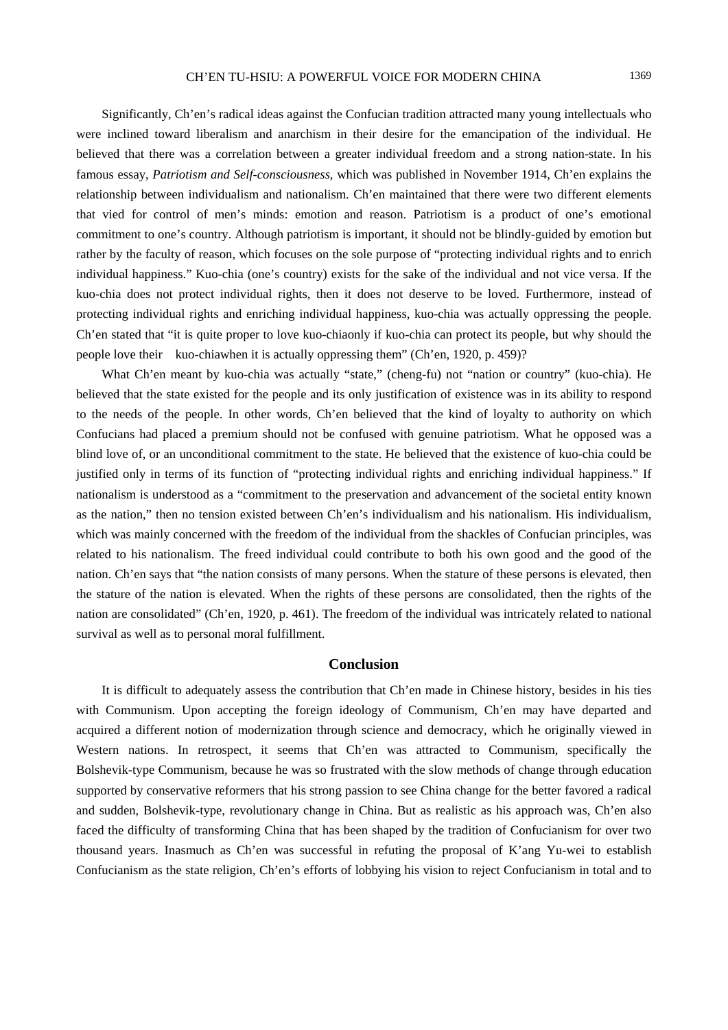Significantly, Ch'en's radical ideas against the Confucian tradition attracted many young intellectuals who were inclined toward liberalism and anarchism in their desire for the emancipation of the individual. He believed that there was a correlation between a greater individual freedom and a strong nation-state. In his famous essay, *Patriotism and Self-consciousness*, which was published in November 1914, Ch'en explains the relationship between individualism and nationalism. Ch'en maintained that there were two different elements that vied for control of men's minds: emotion and reason. Patriotism is a product of one's emotional commitment to one's country. Although patriotism is important, it should not be blindly-guided by emotion but rather by the faculty of reason, which focuses on the sole purpose of "protecting individual rights and to enrich individual happiness." Kuo-chia (one's country) exists for the sake of the individual and not vice versa. If the kuo-chia does not protect individual rights, then it does not deserve to be loved. Furthermore, instead of protecting individual rights and enriching individual happiness, kuo-chia was actually oppressing the people. Ch'en stated that "it is quite proper to love kuo-chiaonly if kuo-chia can protect its people, but why should the people love their  kuo-chiawhen it is actually oppressing them" (Ch'en, 1920, p. 459)?

What Ch'en meant by kuo-chia was actually "state," (cheng-fu) not "nation or country" (kuo-chia). He believed that the state existed for the people and its only justification of existence was in its ability to respond to the needs of the people. In other words, Ch'en believed that the kind of loyalty to authority on which Confucians had placed a premium should not be confused with genuine patriotism. What he opposed was a blind love of, or an unconditional commitment to the state. He believed that the existence of kuo-chia could be justified only in terms of its function of "protecting individual rights and enriching individual happiness." If nationalism is understood as a "commitment to the preservation and advancement of the societal entity known as the nation," then no tension existed between Ch'en's individualism and his nationalism. His individualism, which was mainly concerned with the freedom of the individual from the shackles of Confucian principles, was related to his nationalism. The freed individual could contribute to both his own good and the good of the nation. Ch'en says that "the nation consists of many persons. When the stature of these persons is elevated, then the stature of the nation is elevated. When the rights of these persons are consolidated, then the rights of the nation are consolidated" (Ch'en, 1920, p. 461). The freedom of the individual was intricately related to national survival as well as to personal moral fulfillment.

## Conclusion

It is difficult to adequately assess the contribution that Ch'en made in Chinese history, besides in his ties with Communism. Upon accepting the foreign ideology of Communism, Ch'en may have departed and acquired a different notion of modernization through science and democracy, which he originally viewed in Western nations. In retrospect, it seems that Ch'en was attracted to Communism, specifically the Bolshevik-type Communism, because he was so frustrated with the slow methods of change through education supported by conservative reformers that his strong passion to see China change for the better favored a radical and sudden, Bolshevik-type, revolutionary change in China. But as realistic as his approach was, Ch'en also faced the difficulty of transforming China that has been shaped by the tradition of Confucianism for over two thousand years. Inasmuch as Ch'en was successful in refuting the proposal of K'ang Yu-wei to establish Confucianism as the state religion, Ch'en's efforts of lobbying his vision to reject Confucianism in total and to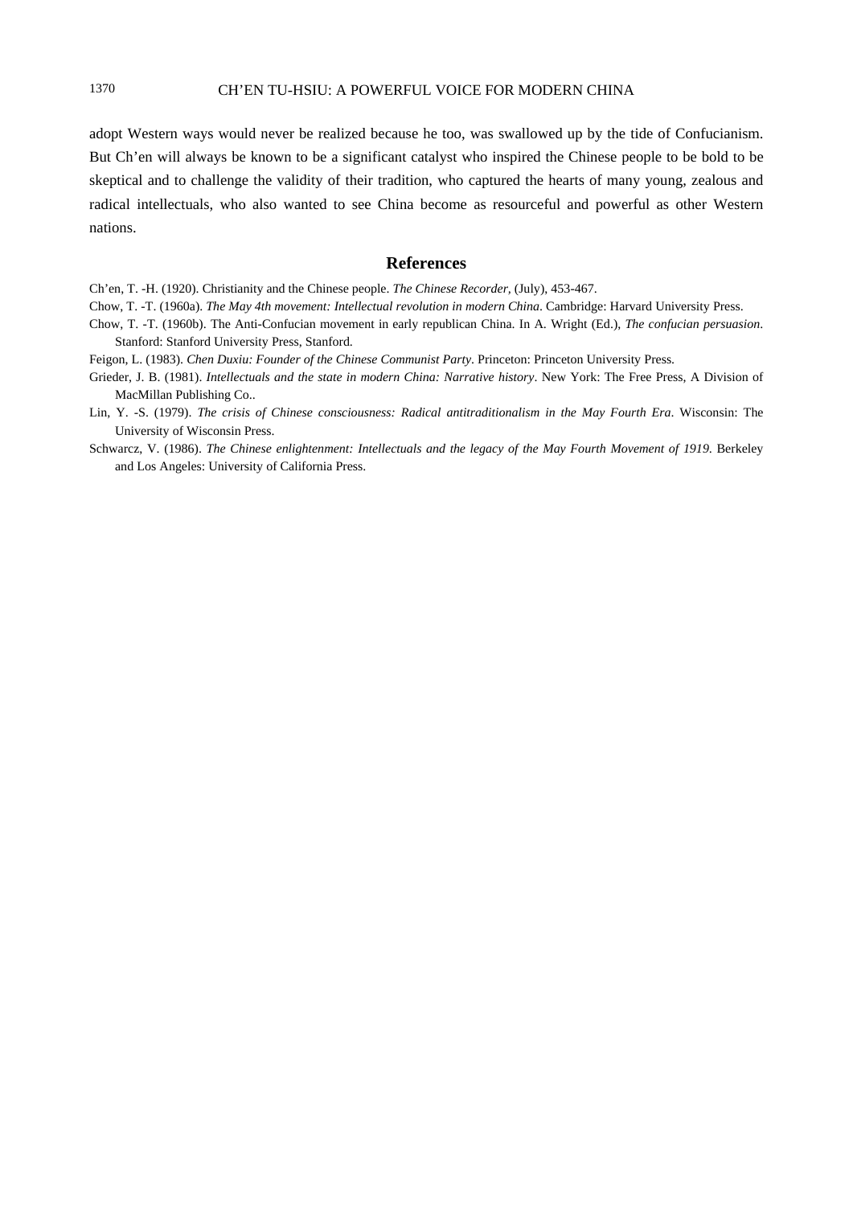adopt Western ways would never be realized because he too, was swallowed up by the tide of Confucianism. But Ch'en will always be known to be a significant catalyst who inspired the Chinese people to be bold to be skeptical and to challenge the validity of their tradition, who captured the hearts of many young, zealous and radical intellectuals, who also wanted to see China become as resourceful and powerful as other Western nations.

## References

Ch'en, T. -H. (1920). Christianity and the Chinese people. *The Chinese Recorder,* (July), 453-467.

Chow, T. -T. (1960a). *The May 4th movement: Intellectual revolution in modern China*. Cambridge: Harvard University Press.

Chow, T. -T. (1960b). The Anti-Confucian movement in early republican China. In A. Wright (Ed.), *The confucian persuasion*. Stanford: Stanford University Press, Stanford.

Feigon, L. (1983). *Chen Duxiu: Founder of the Chinese Communist Party*. Princeton: Princeton University Press.

Grieder, J. B. (1981). *Intellectuals and the state in modern China: Narrative history*. New York: The Free Press, A Division of MacMillan Publishing Co..

Lin, Y. -S. (1979). *The crisis of Chinese consciousness: Radical antitraditionalism in the May Fourth Era*. Wisconsin: The University of Wisconsin Press.

Schwarcz, V. (1986). *The Chinese enlightenment: Intellectuals and the legacy of the May Fourth Movement of 1919*. Berkeley and Los Angeles: University of California Press.